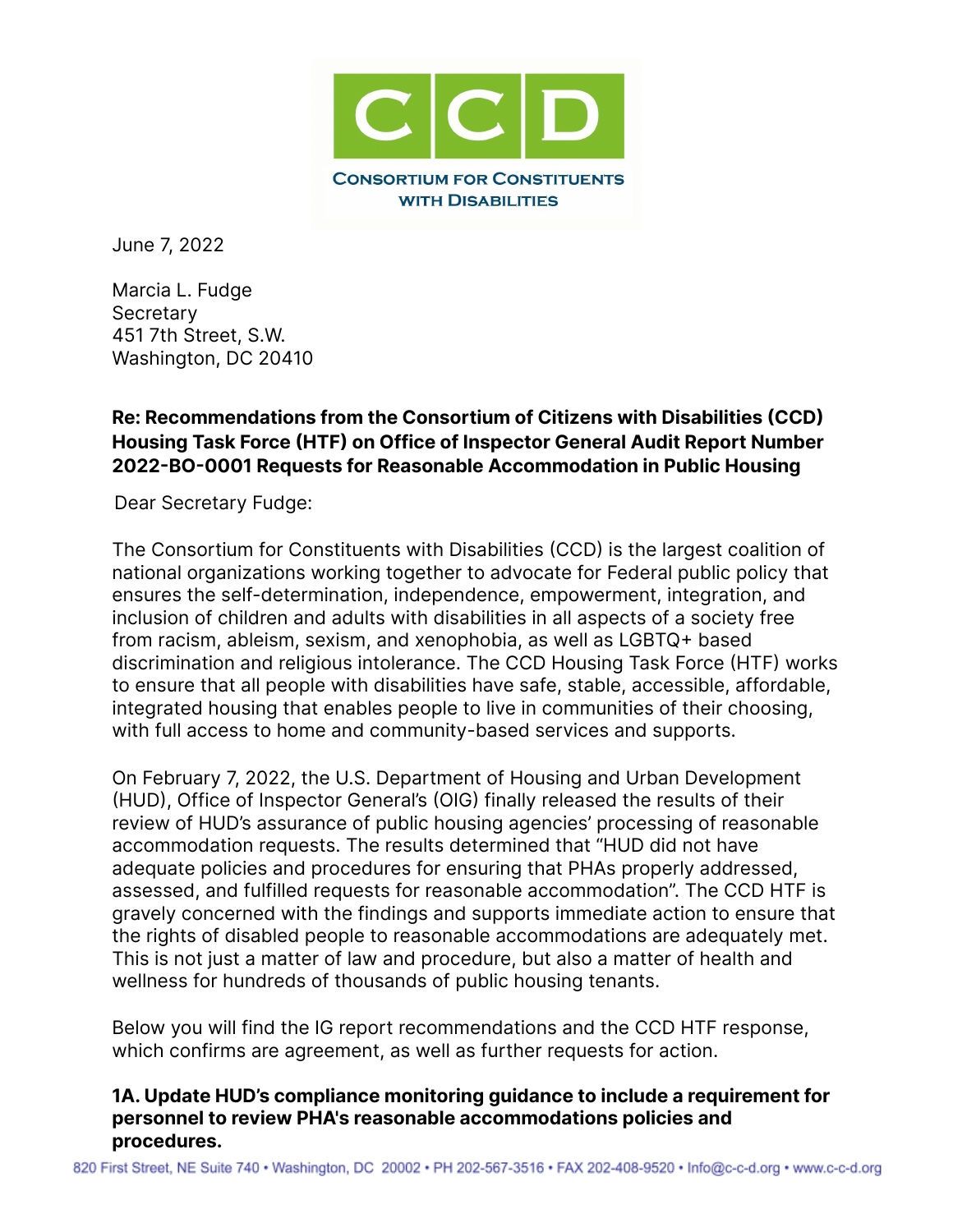CCD

CONSORTIUM FOR CONSTITUENTS WITH DISABILITIES

June 7, 2022

Marcia L. Fudge
Secretary
451 7th Street, S.W.
Washington, DC 20410

**Re: Recommendations from the Consortium of Citizens with Disabilities (CCD) Housing Task Force (HTF) on Office of Inspector General Audit Report Number 2022-BO-0001 Requests for Reasonable Accommodation in Public Housing**

Dear Secretary Fudge:

The Consortium for Constituents with Disabilities (CCD) is the largest coalition of national organizations working together to advocate for Federal public policy that ensures the self-determination, independence, empowerment, integration, and inclusion of children and adults with disabilities in all aspects of a society free from racism, ableism, sexism, and xenophobia, as well as LGBTQ+ based discrimination and religious intolerance. The CCD Housing Task Force (HTF) works to ensure that all people with disabilities have safe, stable, accessible, affordable, integrated housing that enables people to live in communities of their choosing, with full access to home and community-based services and supports.

On February 7, 2022, the U.S. Department of Housing and Urban Development (HUD), Office of Inspector General's (OIG) finally released the results of their review of HUD's assurance of public housing agencies' processing of reasonable accommodation requests. The results determined that "HUD did not have adequate policies and procedures for ensuring that PHAs properly addressed, assessed, and fulfilled requests for reasonable accommodation". The CCD HTF is gravely concerned with the findings and supports immediate action to ensure that the rights of disabled people to reasonable accommodations are adequately met. This is not just a matter of law and procedure, but also a matter of health and wellness for hundreds of thousands of public housing tenants.

Below you will find the IG report recommendations and the CCD HTF response, which confirms are agreement, as well as further requests for action.

**1A. Update HUD's compliance monitoring guidance to include a requirement for personnel to review PHA's reasonable accommodations policies and procedures.**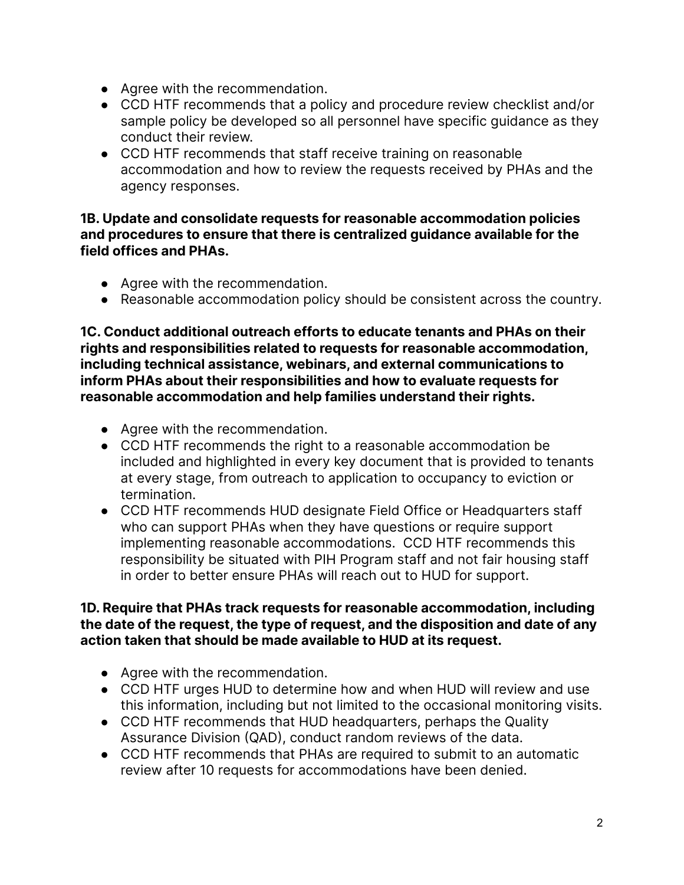- Agree with the recommendation.
- CCD HTF recommends that a policy and procedure review checklist and/or sample policy be developed so all personnel have specific guidance as they conduct their review.
- CCD HTF recommends that staff receive training on reasonable accommodation and how to review the requests received by PHAs and the agency responses.

**1B. Update and consolidate requests for reasonable accommodation policies and procedures to ensure that there is centralized guidance available for the field offices and PHAs.**

- Agree with the recommendation.
- Reasonable accommodation policy should be consistent across the country.

**1C. Conduct additional outreach efforts to educate tenants and PHAs on their rights and responsibilities related to requests for reasonable accommodation, including technical assistance, webinars, and external communications to inform PHAs about their responsibilities and how to evaluate requests for reasonable accommodation and help families understand their rights.**

- Agree with the recommendation.
- CCD HTF recommends the right to a reasonable accommodation be included and highlighted in every key document that is provided to tenants at every stage, from outreach to application to occupancy to eviction or termination.
- CCD HTF recommends HUD designate Field Office or Headquarters staff who can support PHAs when they have questions or require support implementing reasonable accommodations. CCD HTF recommends this responsibility be situated with PIH Program staff and not fair housing staff in order to better ensure PHAs will reach out to HUD for support.

**1D. Require that PHAs track requests for reasonable accommodation, including the date of the request, the type of request, and the disposition and date of any action taken that should be made available to HUD at its request.**

- Agree with the recommendation.
- CCD HTF urges HUD to determine how and when HUD will review and use this information, including but not limited to the occasional monitoring visits.
- CCD HTF recommends that HUD headquarters, perhaps the Quality Assurance Division (QAD), conduct random reviews of the data.
- CCD HTF recommends that PHAs are required to submit to an automatic review after 10 requests for accommodations have been denied.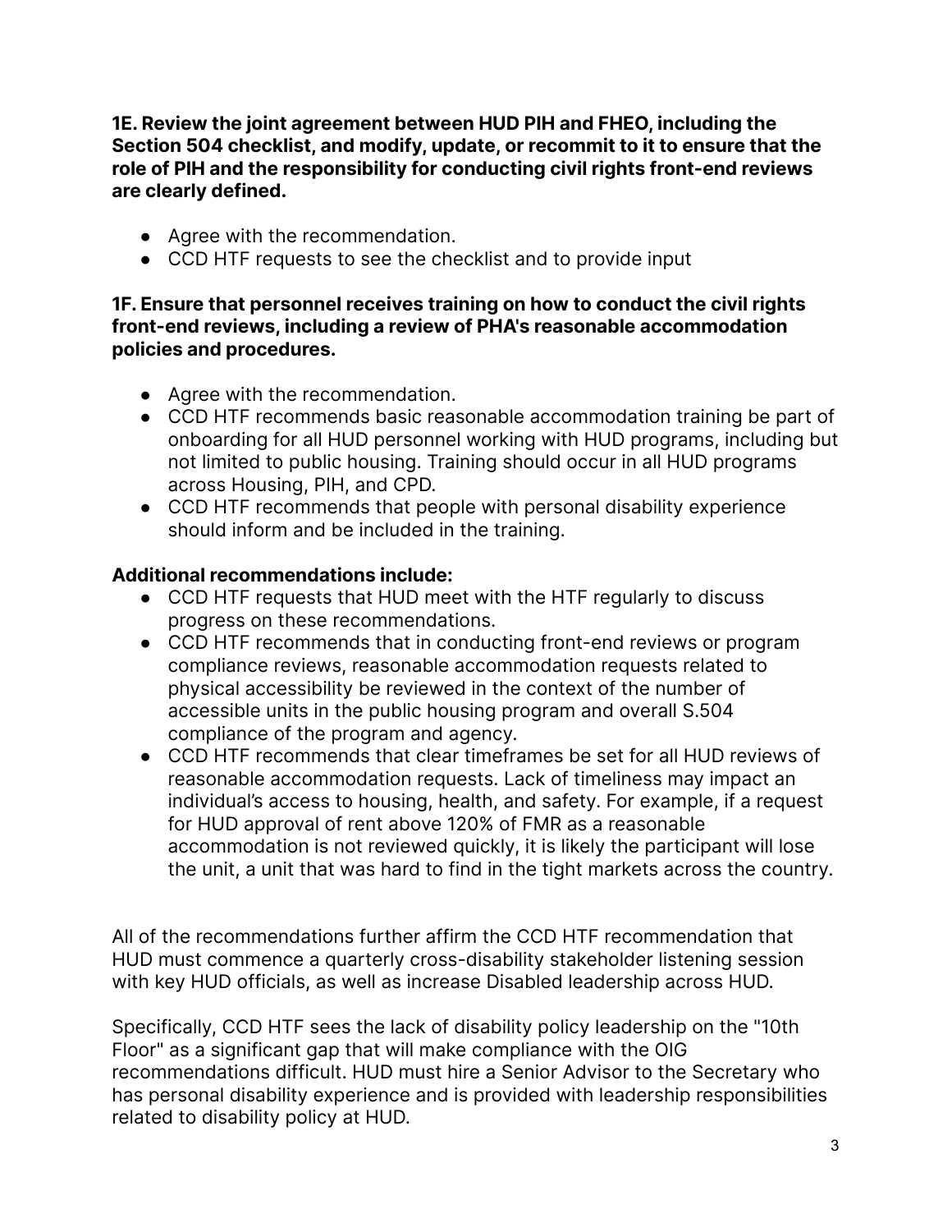**1E. Review the joint agreement between HUD PIH and FHEO, including the Section 504 checklist, and modify, update, or recommit to it to ensure that the role of PIH and the responsibility for conducting civil rights front-end reviews are clearly defined.**

- Agree with the recommendation.
- CCD HTF requests to see the checklist and to provide input

**1F. Ensure that personnel receives training on how to conduct the civil rights front-end reviews, including a review of PHA's reasonable accommodation policies and procedures.**

- Agree with the recommendation.
- CCD HTF recommends basic reasonable accommodation training be part of onboarding for all HUD personnel working with HUD programs, including but not limited to public housing. Training should occur in all HUD programs across Housing, PIH, and CPD.
- CCD HTF recommends that people with personal disability experience should inform and be included in the training.

**Additional recommendations include:**

- CCD HTF requests that HUD meet with the HTF regularly to discuss progress on these recommendations.
- CCD HTF recommends that in conducting front-end reviews or program compliance reviews, reasonable accommodation requests related to physical accessibility be reviewed in the context of the number of accessible units in the public housing program and overall S.504 compliance of the program and agency.
- CCD HTF recommends that clear timeframes be set for all HUD reviews of reasonable accommodation requests. Lack of timeliness may impact an individual's access to housing, health, and safety. For example, if a request for HUD approval of rent above 120% of FMR as a reasonable accommodation is not reviewed quickly, it is likely the participant will lose the unit, a unit that was hard to find in the tight markets across the country.

All of the recommendations further affirm the CCD HTF recommendation that HUD must commence a quarterly cross-disability stakeholder listening session with key HUD officials, as well as increase Disabled leadership across HUD.

Specifically, CCD HTF sees the lack of disability policy leadership on the "10th Floor" as a significant gap that will make compliance with the OIG recommendations difficult. HUD must hire a Senior Advisor to the Secretary who has personal disability experience and is provided with leadership responsibilities related to disability policy at HUD.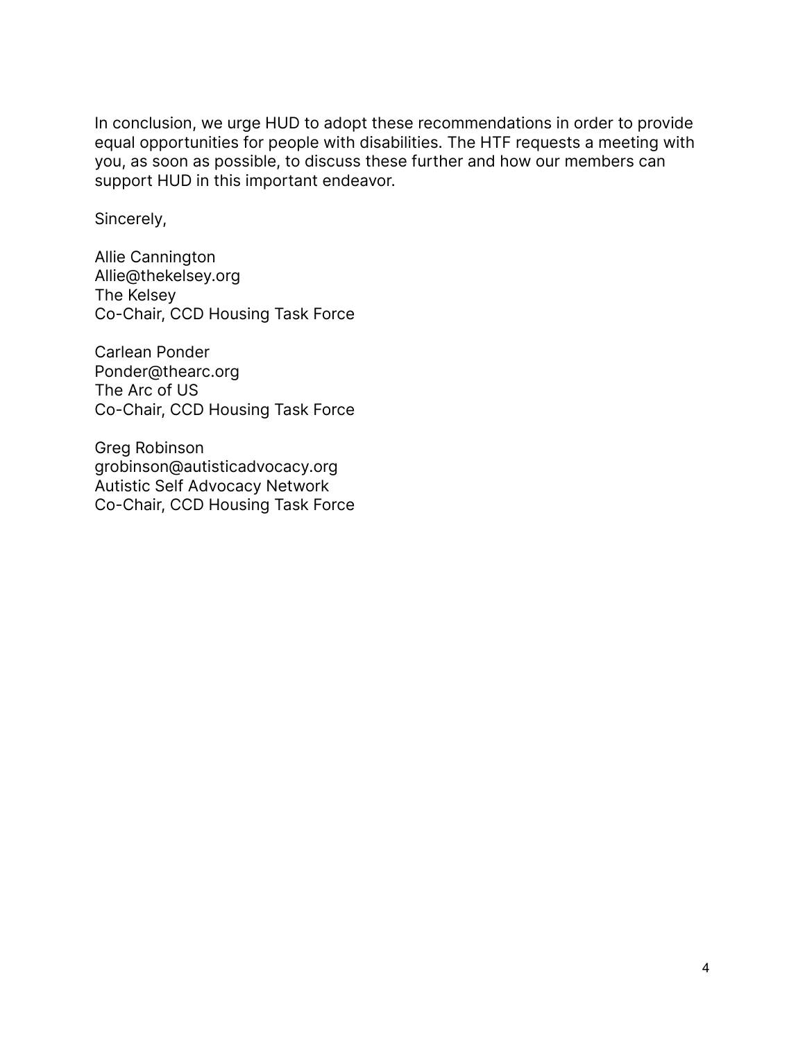In conclusion, we urge HUD to adopt these recommendations in order to provide equal opportunities for people with disabilities. The HTF requests a meeting with you, as soon as possible, to discuss these further and how our members can support HUD in this important endeavor.

Sincerely,

Allie Cannington  
Allie@thekelsey.org  
The Kelsey  
Co-Chair, CCD Housing Task Force

Carlean Ponder  
Ponder@thearc.org  
The Arc of US  
Co-Chair, CCD Housing Task Force

Greg Robinson  
grobinson@autisticadvocacy.org  
Autistic Self Advocacy Network  
Co-Chair, CCD Housing Task Force